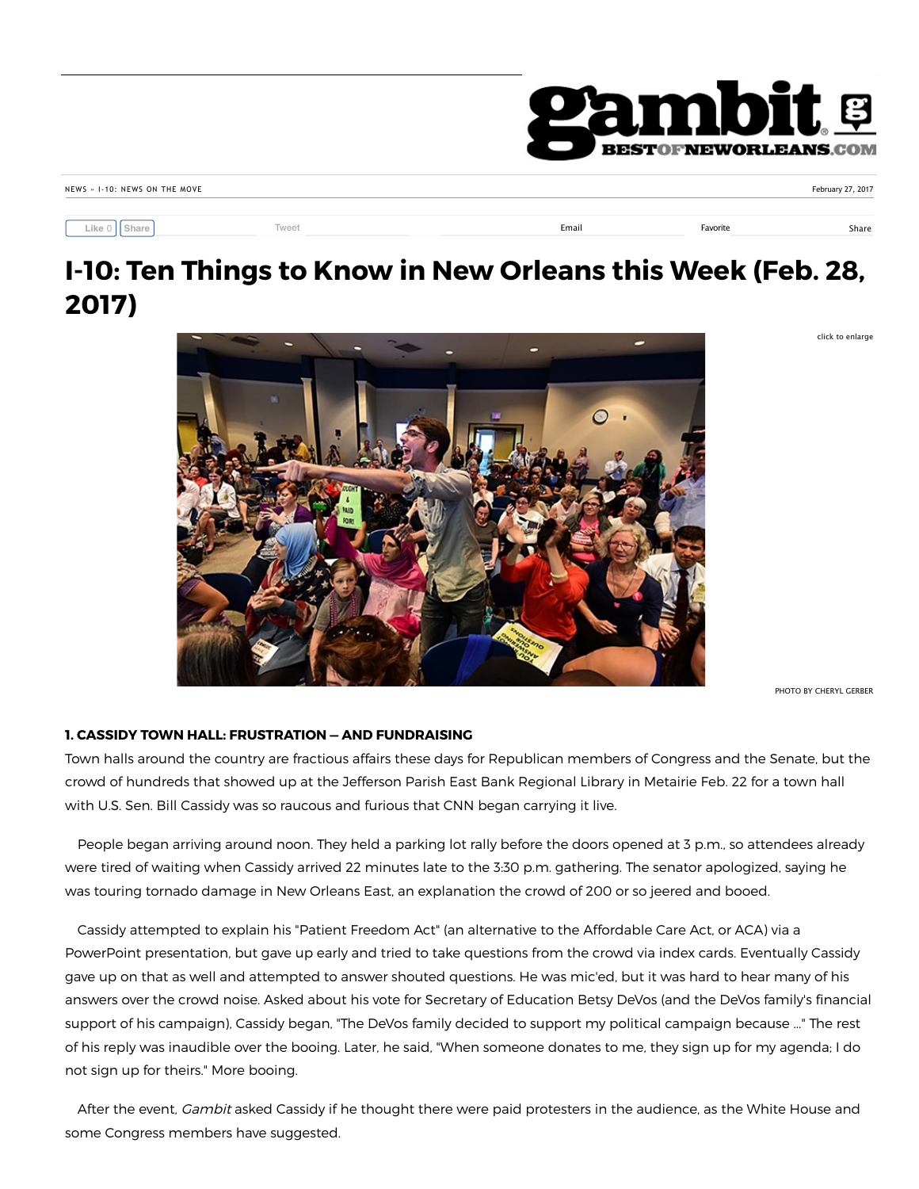NEWS » I-10: NEWS ON THE MOVE

February 27, 2017

# I-10: Ten Things to Know in New Orleans this Week (Feb. 28, 2017)

PHOTO BY CHERYL GERBER

**1. CASSIDY TOWN HALL: FRUSTRATION — AND FUNDRAISING**

Town halls around the country are fractious affairs these days for Republican members of Congress and the Senate, but the crowd of hundreds that showed up at the Jefferson Parish East Bank Regional Library in Metairie Feb. 22 for a town hall with U.S. Sen. Bill Cassidy was so raucous and furious that CNN began carrying it live.

People began arriving around noon. They held a parking lot rally before the doors opened at 3 p.m., so attendees already were tired of waiting when Cassidy arrived 22 minutes late to the 3:30 p.m. gathering. The senator apologized, saying he was touring tornado damage in New Orleans East, an explanation the crowd of 200 or so jeered and booed.

Cassidy attempted to explain his "Patient Freedom Act" (an alternative to the Affordable Care Act, or ACA) via a PowerPoint presentation, but gave up early and tried to take questions from the crowd via index cards. Eventually Cassidy gave up on that as well and attempted to answer shouted questions. He was mic'ed, but it was hard to hear many of his answers over the crowd noise. Asked about his vote for Secretary of Education Betsy DeVos (and the DeVos family's financial support of his campaign), Cassidy began, "The DeVos family decided to support my political campaign because ..." The rest of his reply was inaudible over the booing. Later, he said, "When someone donates to me, they sign up for my agenda; I do not sign up for theirs." More booing.

After the event, *Gambit* asked Cassidy if he thought there were paid protesters in the audience, as the White House and some Congress members have suggested.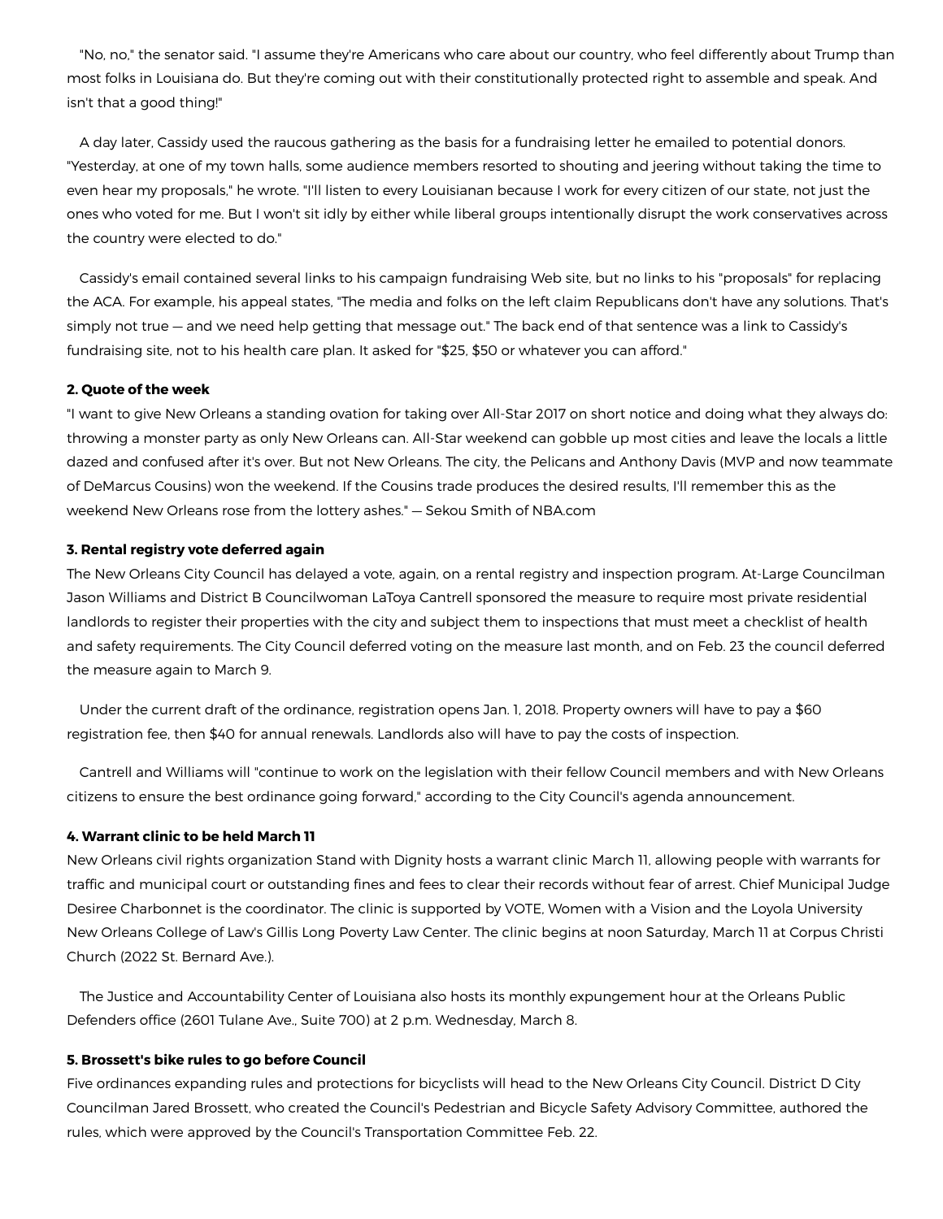"No, no," the senator said. "I assume they're Americans who care about our country, who feel differently about Trump than most folks in Louisiana do. But they're coming out with their constitutionally protected right to assemble and speak. And isn't that a good thing!"

A day later, Cassidy used the raucous gathering as the basis for a fundraising letter he emailed to potential donors. "Yesterday, at one of my town halls, some audience members resorted to shouting and jeering without taking the time to even hear my proposals," he wrote. "I'll listen to every Louisianan because I work for every citizen of our state, not just the ones who voted for me. But I won't sit idly by either while liberal groups intentionally disrupt the work conservatives across the country were elected to do."

Cassidy's email contained several links to his campaign fundraising Web site, but no links to his "proposals" for replacing the ACA. For example, his appeal states, "The media and folks on the left claim Republicans don't have any solutions. That's simply not true — and we need help getting that message out." The back end of that sentence was a link to Cassidy's fundraising site, not to his health care plan. It asked for "$25, $50 or whatever you can afford."

**2. Quote of the week**

"I want to give New Orleans a standing ovation for taking over All-Star 2017 on short notice and doing what they always do: throwing a monster party as only New Orleans can. All-Star weekend can gobble up most cities and leave the locals a little dazed and confused after it's over. But not New Orleans. The city, the Pelicans and Anthony Davis (MVP and now teammate of DeMarcus Cousins) won the weekend. If the Cousins trade produces the desired results, I'll remember this as the weekend New Orleans rose from the lottery ashes." — Sekou Smith of NBA.com

**3. Rental registry vote deferred again**

The New Orleans City Council has delayed a vote, again, on a rental registry and inspection program. At-Large Councilman Jason Williams and District B Councilwoman LaToya Cantrell sponsored the measure to require most private residential landlords to register their properties with the city and subject them to inspections that must meet a checklist of health and safety requirements. The City Council deferred voting on the measure last month, and on Feb. 23 the council deferred the measure again to March 9.

Under the current draft of the ordinance, registration opens Jan. 1, 2018. Property owners will have to pay a $60 registration fee, then $40 for annual renewals. Landlords also will have to pay the costs of inspection.

Cantrell and Williams will "continue to work on the legislation with their fellow Council members and with New Orleans citizens to ensure the best ordinance going forward," according to the City Council's agenda announcement.

**4. Warrant clinic to be held March 11**

New Orleans civil rights organization Stand with Dignity hosts a warrant clinic March 11, allowing people with warrants for traffic and municipal court or outstanding fines and fees to clear their records without fear of arrest. Chief Municipal Judge Desiree Charbonnet is the coordinator. The clinic is supported by VOTE, Women with a Vision and the Loyola University New Orleans College of Law's Gillis Long Poverty Law Center. The clinic begins at noon Saturday, March 11 at Corpus Christi Church (2022 St. Bernard Ave.).

The Justice and Accountability Center of Louisiana also hosts its monthly expungement hour at the Orleans Public Defenders office (2601 Tulane Ave., Suite 700) at 2 p.m. Wednesday, March 8.

**5. Brossett's bike rules to go before Council**

Five ordinances expanding rules and protections for bicyclists will head to the New Orleans City Council. District D City Councilman Jared Brossett, who created the Council's Pedestrian and Bicycle Safety Advisory Committee, authored the rules, which were approved by the Council's Transportation Committee Feb. 22.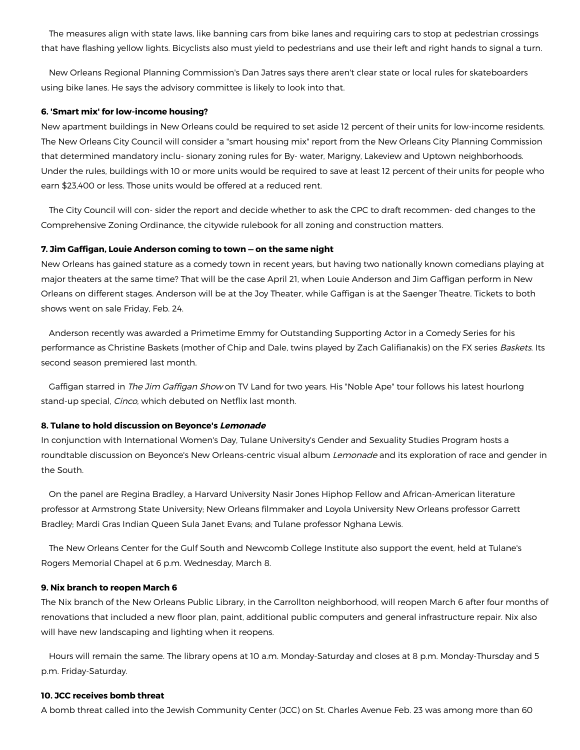The measures align with state laws, like banning cars from bike lanes and requiring cars to stop at pedestrian crossings that have flashing yellow lights. Bicyclists also must yield to pedestrians and use their left and right hands to signal a turn.

New Orleans Regional Planning Commission's Dan Jatres says there aren't clear state or local rules for skateboarders using bike lanes. He says the advisory committee is likely to look into that.

**6. 'Smart mix' for low-income housing?**

New apartment buildings in New Orleans could be required to set aside 12 percent of their units for low-income residents. The New Orleans City Council will consider a "smart housing mix" report from the New Orleans City Planning Commission that determined mandatory inclu- sionary zoning rules for By- water, Marigny, Lakeview and Uptown neighborhoods. Under the rules, buildings with 10 or more units would be required to save at least 12 percent of their units for people who earn $23,400 or less. Those units would be offered at a reduced rent.

The City Council will con- sider the report and decide whether to ask the CPC to draft recommen- ded changes to the Comprehensive Zoning Ordinance, the citywide rulebook for all zoning and construction matters.

**7. Jim Gaffigan, Louie Anderson coming to town — on the same night**

New Orleans has gained stature as a comedy town in recent years, but having two nationally known comedians playing at major theaters at the same time? That will be the case April 21, when Louie Anderson and Jim Gaffigan perform in New Orleans on different stages. Anderson will be at the Joy Theater, while Gaffigan is at the Saenger Theatre. Tickets to both shows went on sale Friday, Feb. 24.

Anderson recently was awarded a Primetime Emmy for Outstanding Supporting Actor in a Comedy Series for his performance as Christine Baskets (mother of Chip and Dale, twins played by Zach Galifianakis) on the FX series *Baskets*. Its second season premiered last month.

Gaffigan starred in *The Jim Gaffigan Show* on TV Land for two years. His "Noble Ape" tour follows his latest hourlong stand-up special, *Cinco*, which debuted on Netflix last month.

**8. Tulane to hold discussion on Beyonce's *Lemonade***

In conjunction with International Women's Day, Tulane University's Gender and Sexuality Studies Program hosts a roundtable discussion on Beyonce's New Orleans-centric visual album *Lemonade* and its exploration of race and gender in the South.

On the panel are Regina Bradley, a Harvard University Nasir Jones Hiphop Fellow and African-American literature professor at Armstrong State University; New Orleans filmmaker and Loyola University New Orleans professor Garrett Bradley; Mardi Gras Indian Queen Sula Janet Evans; and Tulane professor Nghana Lewis.

The New Orleans Center for the Gulf South and Newcomb College Institute also support the event, held at Tulane's Rogers Memorial Chapel at 6 p.m. Wednesday, March 8.

**9. Nix branch to reopen March 6**

The Nix branch of the New Orleans Public Library, in the Carrollton neighborhood, will reopen March 6 after four months of renovations that included a new floor plan, paint, additional public computers and general infrastructure repair. Nix also will have new landscaping and lighting when it reopens.

Hours will remain the same. The library opens at 10 a.m. Monday-Saturday and closes at 8 p.m. Monday-Thursday and 5 p.m. Friday-Saturday.

**10. JCC receives bomb threat**

A bomb threat called into the Jewish Community Center (JCC) on St. Charles Avenue Feb. 23 was among more than 60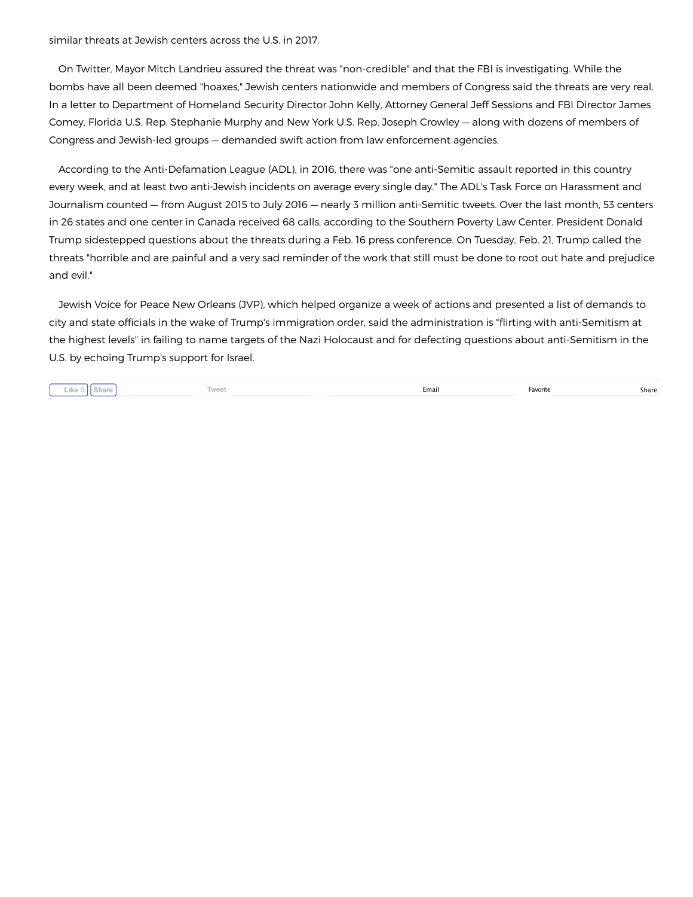similar threats at Jewish centers across the U.S. in 2017.

On Twitter, Mayor Mitch Landrieu assured the threat was "non-credible" and that the FBI is investigating. While the bombs have all been deemed "hoaxes," Jewish centers nationwide and members of Congress said the threats are very real. In a letter to Department of Homeland Security Director John Kelly, Attorney General Jeff Sessions and FBI Director James Comey, Florida U.S. Rep. Stephanie Murphy and New York U.S. Rep. Joseph Crowley — along with dozens of members of Congress and Jewish-led groups — demanded swift action from law enforcement agencies.

According to the Anti-Defamation League (ADL), in 2016, there was "one anti-Semitic assault reported in this country every week, and at least two anti-Jewish incidents on average every single day." The ADL's Task Force on Harassment and Journalism counted — from August 2015 to July 2016 — nearly 3 million anti-Semitic tweets. Over the last month, 53 centers in 26 states and one center in Canada received 68 calls, according to the Southern Poverty Law Center. President Donald Trump sidestepped questions about the threats during a Feb. 16 press conference. On Tuesday, Feb. 21, Trump called the threats "horrible and are painful and a very sad reminder of the work that still must be done to root out hate and prejudice and evil."

Jewish Voice for Peace New Orleans (JVP), which helped organize a week of actions and presented a list of demands to city and state officials in the wake of Trump's immigration order, said the administration is "flirting with anti-Semitism at the highest levels" in failing to name targets of the Nazi Holocaust and for defecting questions about anti-Semitism in the U.S. by echoing Trump's support for Israel.